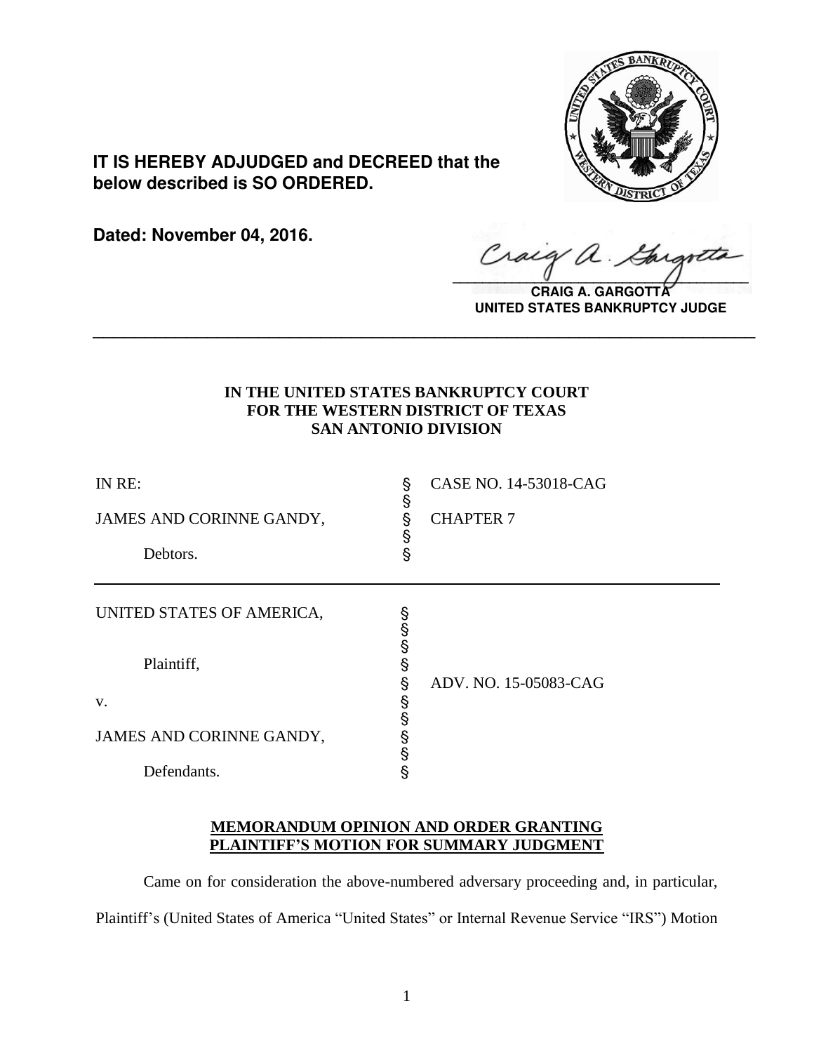**IT IS HEREBY ADJUDGED and DECREED that the below described is SO ORDERED.**

**Dated: November 04, 2016.**

**CRAIG A. GARGOTTA**
**UNITED STATES BANKRUPTCY JUDGE**

---

**IN THE UNITED STATES BANKRUPTCY COURT**
**FOR THE WESTERN DISTRICT OF TEXAS**
**SAN ANTONIO DIVISION**

| | | |
|---|---|---|
| IN RE: | § | CASE NO. 14-53018-CAG |
| | § | |
| JAMES AND CORINNE GANDY, | § | CHAPTER 7 |
| | § | |
| Debtors. | § | |

| | | |
|---|---|---|
| UNITED STATES OF AMERICA, | § | |
| | § | |
| | § | |
| Plaintiff, | § | |
| | § | ADV. NO. 15-05083-CAG |
| v. | § | |
| | § | |
| JAMES AND CORINNE GANDY, | § | |
| | § | |
| Defendants. | § | |

**MEMORANDUM OPINION AND ORDER GRANTING PLAINTIFF'S MOTION FOR SUMMARY JUDGMENT**

Came on for consideration the above-numbered adversary proceeding and, in particular, Plaintiff's (United States of America "United States" or Internal Revenue Service "IRS") Motion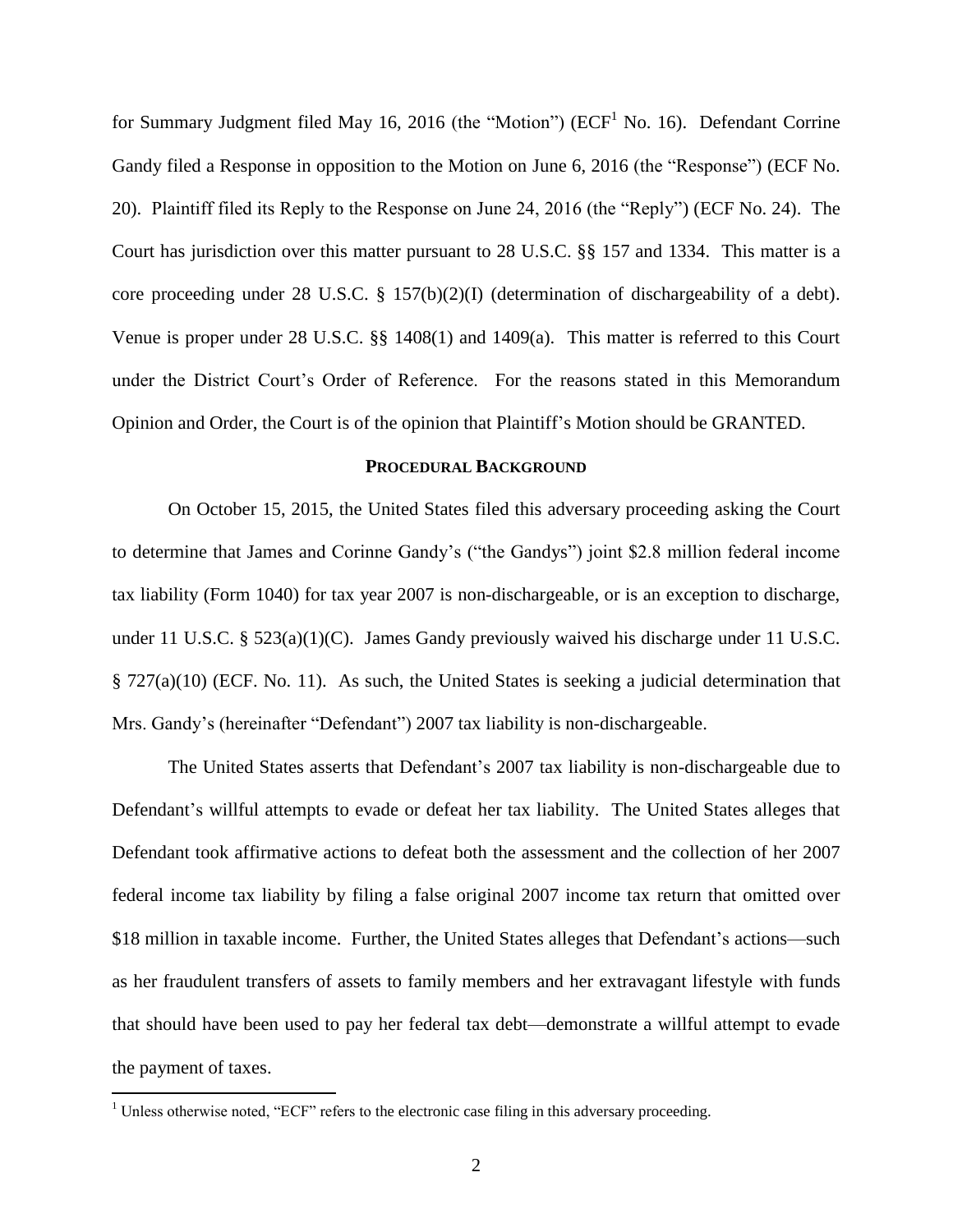for Summary Judgment filed May 16, 2016 (the "Motion") (ECF[1] No. 16). Defendant Corrine Gandy filed a Response in opposition to the Motion on June 6, 2016 (the "Response") (ECF No. 20). Plaintiff filed its Reply to the Response on June 24, 2016 (the "Reply") (ECF No. 24). The Court has jurisdiction over this matter pursuant to 28 U.S.C. §§ 157 and 1334. This matter is a core proceeding under 28 U.S.C. § 157(b)(2)(I) (determination of dischargeability of a debt). Venue is proper under 28 U.S.C. §§ 1408(1) and 1409(a). This matter is referred to this Court under the District Court's Order of Reference. For the reasons stated in this Memorandum Opinion and Order, the Court is of the opinion that Plaintiff's Motion should be GRANTED.

## PROCEDURAL BACKGROUND

On October 15, 2015, the United States filed this adversary proceeding asking the Court to determine that James and Corinne Gandy's ("the Gandys") joint $2.8 million federal income tax liability (Form 1040) for tax year 2007 is non-dischargeable, or is an exception to discharge, under 11 U.S.C. § 523(a)(1)(C). James Gandy previously waived his discharge under 11 U.S.C. § 727(a)(10) (ECF. No. 11). As such, the United States is seeking a judicial determination that Mrs. Gandy's (hereinafter "Defendant") 2007 tax liability is non-dischargeable.

The United States asserts that Defendant's 2007 tax liability is non-dischargeable due to Defendant's willful attempts to evade or defeat her tax liability. The United States alleges that Defendant took affirmative actions to defeat both the assessment and the collection of her 2007 federal income tax liability by filing a false original 2007 income tax return that omitted over $18 million in taxable income. Further, the United States alleges that Defendant's actions—such as her fraudulent transfers of assets to family members and her extravagant lifestyle with funds that should have been used to pay her federal tax debt—demonstrate a willful attempt to evade the payment of taxes.

[1] Unless otherwise noted, "ECF" refers to the electronic case filing in this adversary proceeding.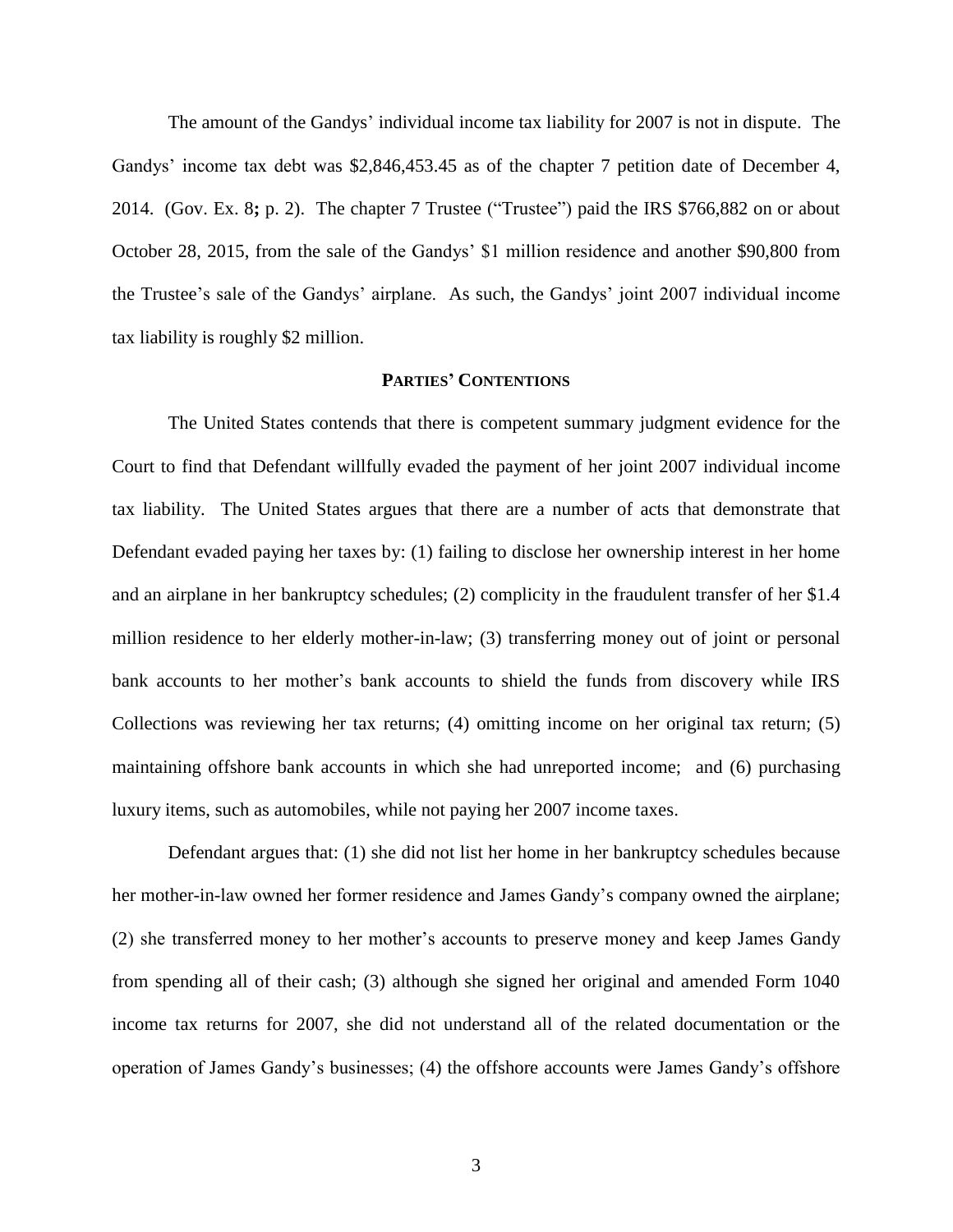The amount of the Gandys' individual income tax liability for 2007 is not in dispute. The Gandys' income tax debt was $2,846,453.45 as of the chapter 7 petition date of December 4, 2014. (Gov. Ex. 8**;** p. 2). The chapter 7 Trustee ("Trustee") paid the IRS $766,882 on or about October 28, 2015, from the sale of the Gandys' $1 million residence and another $90,800 from the Trustee's sale of the Gandys' airplane. As such, the Gandys' joint 2007 individual income tax liability is roughly $2 million.

## PARTIES' CONTENTIONS

The United States contends that there is competent summary judgment evidence for the Court to find that Defendant willfully evaded the payment of her joint 2007 individual income tax liability. The United States argues that there are a number of acts that demonstrate that Defendant evaded paying her taxes by: (1) failing to disclose her ownership interest in her home and an airplane in her bankruptcy schedules; (2) complicity in the fraudulent transfer of her $1.4 million residence to her elderly mother-in-law; (3) transferring money out of joint or personal bank accounts to her mother's bank accounts to shield the funds from discovery while IRS Collections was reviewing her tax returns; (4) omitting income on her original tax return; (5) maintaining offshore bank accounts in which she had unreported income; and (6) purchasing luxury items, such as automobiles, while not paying her 2007 income taxes.

Defendant argues that: (1) she did not list her home in her bankruptcy schedules because her mother-in-law owned her former residence and James Gandy's company owned the airplane; (2) she transferred money to her mother's accounts to preserve money and keep James Gandy from spending all of their cash; (3) although she signed her original and amended Form 1040 income tax returns for 2007, she did not understand all of the related documentation or the operation of James Gandy's businesses; (4) the offshore accounts were James Gandy's offshore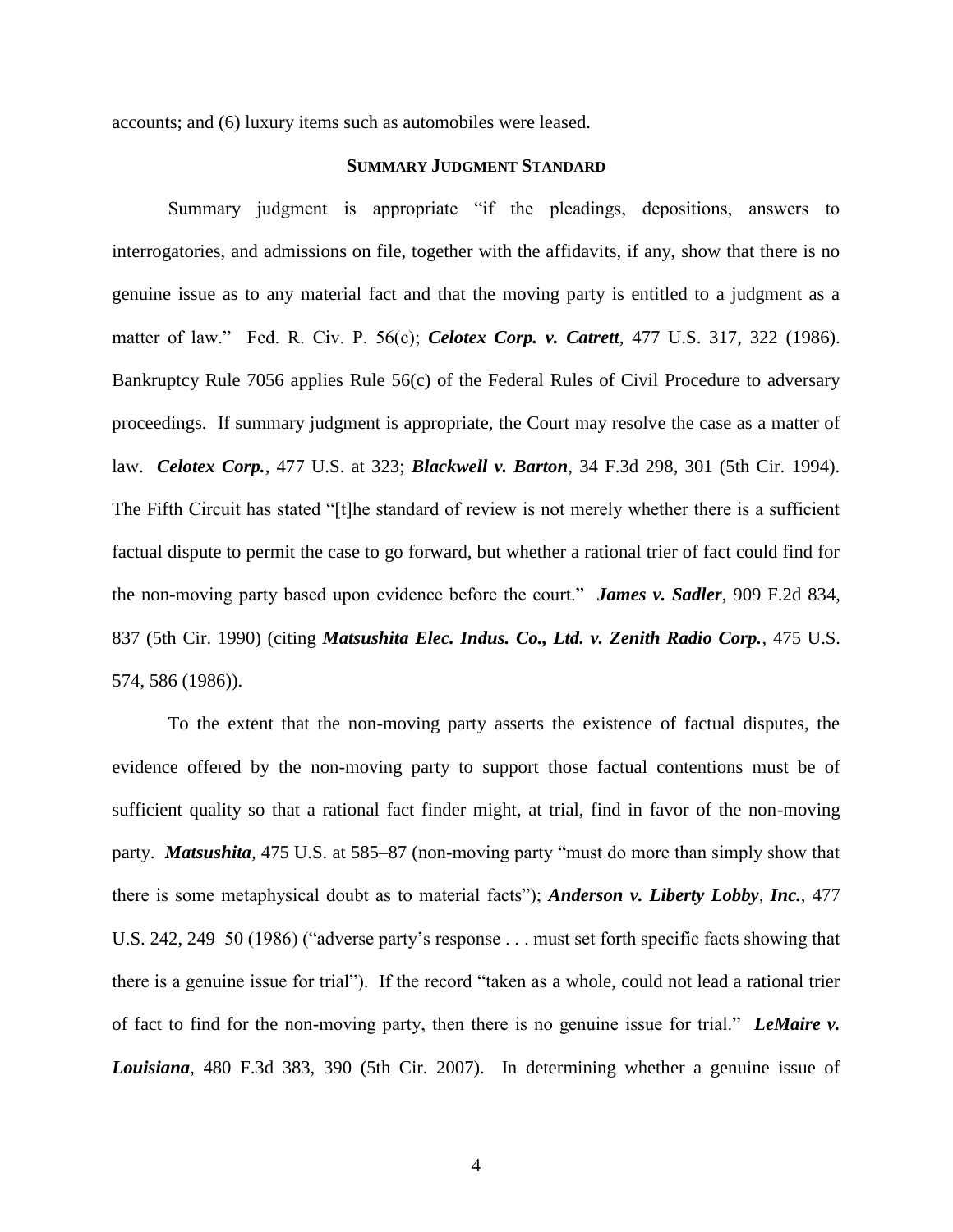accounts; and (6) luxury items such as automobiles were leased.

## SUMMARY JUDGMENT STANDARD

Summary judgment is appropriate "if the pleadings, depositions, answers to interrogatories, and admissions on file, together with the affidavits, if any, show that there is no genuine issue as to any material fact and that the moving party is entitled to a judgment as a matter of law." Fed. R. Civ. P. 56(c); ***Celotex Corp. v. Catrett***, 477 U.S. 317, 322 (1986). Bankruptcy Rule 7056 applies Rule 56(c) of the Federal Rules of Civil Procedure to adversary proceedings. If summary judgment is appropriate, the Court may resolve the case as a matter of law. ***Celotex Corp.***, 477 U.S. at 323; ***Blackwell v. Barton***, 34 F.3d 298, 301 (5th Cir. 1994). The Fifth Circuit has stated "[t]he standard of review is not merely whether there is a sufficient factual dispute to permit the case to go forward, but whether a rational trier of fact could find for the non-moving party based upon evidence before the court." ***James v. Sadler***, 909 F.2d 834, 837 (5th Cir. 1990) (citing ***Matsushita Elec. Indus. Co., Ltd. v. Zenith Radio Corp.***, 475 U.S. 574, 586 (1986)).

To the extent that the non-moving party asserts the existence of factual disputes, the evidence offered by the non-moving party to support those factual contentions must be of sufficient quality so that a rational fact finder might, at trial, find in favor of the non-moving party. ***Matsushita***, 475 U.S. at 585–87 (non-moving party "must do more than simply show that there is some metaphysical doubt as to material facts"); ***Anderson v. Liberty Lobby***, ***Inc.***, 477 U.S. 242, 249–50 (1986) ("adverse party's response . . . must set forth specific facts showing that there is a genuine issue for trial"). If the record "taken as a whole, could not lead a rational trier of fact to find for the non-moving party, then there is no genuine issue for trial." ***LeMaire v. Louisiana***, 480 F.3d 383, 390 (5th Cir. 2007). In determining whether a genuine issue of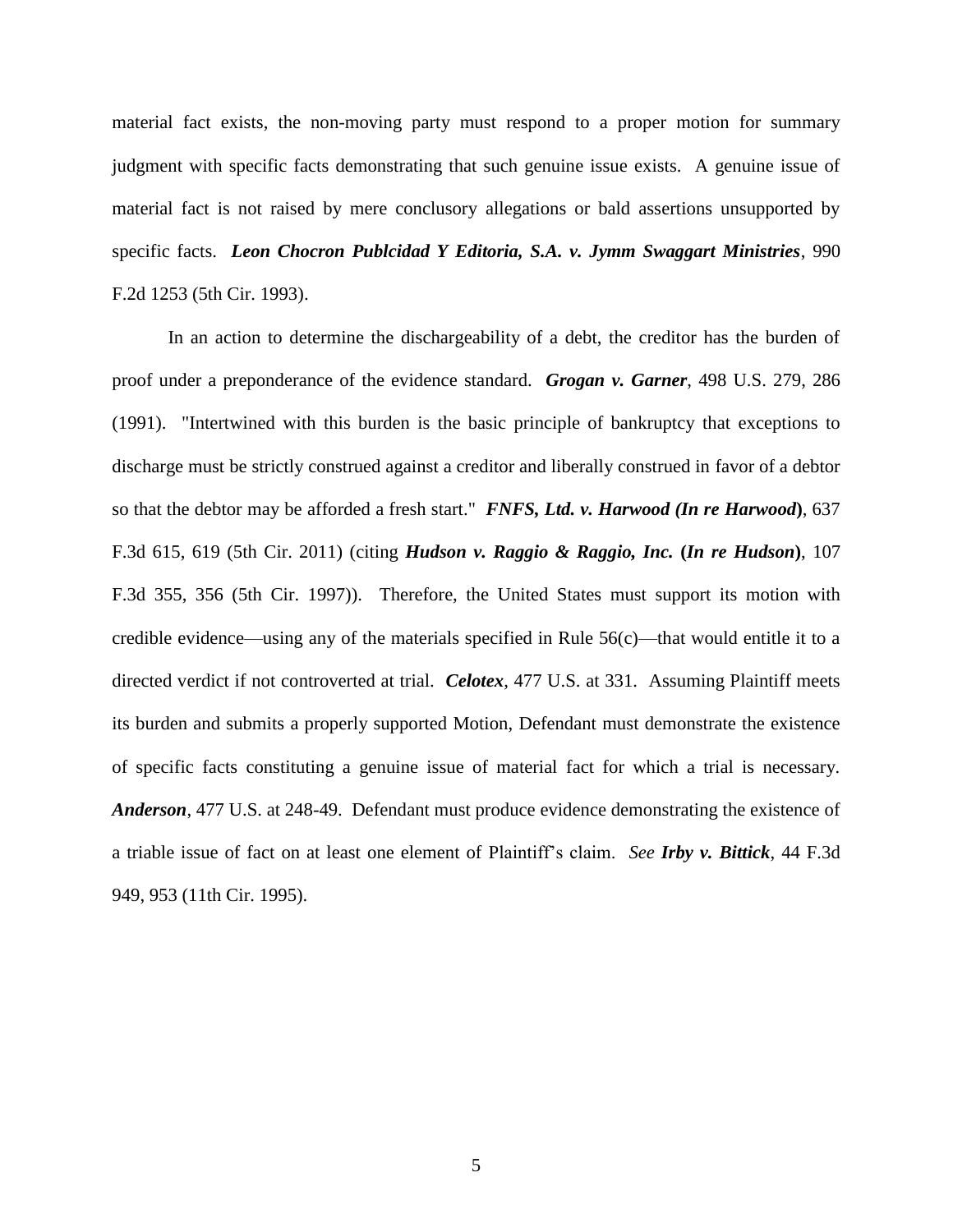material fact exists, the non-moving party must respond to a proper motion for summary judgment with specific facts demonstrating that such genuine issue exists. A genuine issue of material fact is not raised by mere conclusory allegations or bald assertions unsupported by specific facts. ***Leon Chocron Publcidad Y Editoria, S.A. v. Jymm Swaggart Ministries***, 990 F.2d 1253 (5th Cir. 1993).

In an action to determine the dischargeability of a debt, the creditor has the burden of proof under a preponderance of the evidence standard. ***Grogan v. Garner***, 498 U.S. 279, 286 (1991). "Intertwined with this burden is the basic principle of bankruptcy that exceptions to discharge must be strictly construed against a creditor and liberally construed in favor of a debtor so that the debtor may be afforded a fresh start." ***FNFS, Ltd. v. Harwood (In re Harwood)***, 637 F.3d 615, 619 (5th Cir. 2011) (citing ***Hudson v. Raggio & Raggio, Inc.* (*In re Hudson*)**, 107 F.3d 355, 356 (5th Cir. 1997)). Therefore, the United States must support its motion with credible evidence—using any of the materials specified in Rule 56(c)—that would entitle it to a directed verdict if not controverted at trial. ***Celotex***, 477 U.S. at 331. Assuming Plaintiff meets its burden and submits a properly supported Motion, Defendant must demonstrate the existence of specific facts constituting a genuine issue of material fact for which a trial is necessary. ***Anderson***, 477 U.S. at 248-49. Defendant must produce evidence demonstrating the existence of a triable issue of fact on at least one element of Plaintiff's claim. *See* ***Irby v. Bittick***, 44 F.3d 949, 953 (11th Cir. 1995).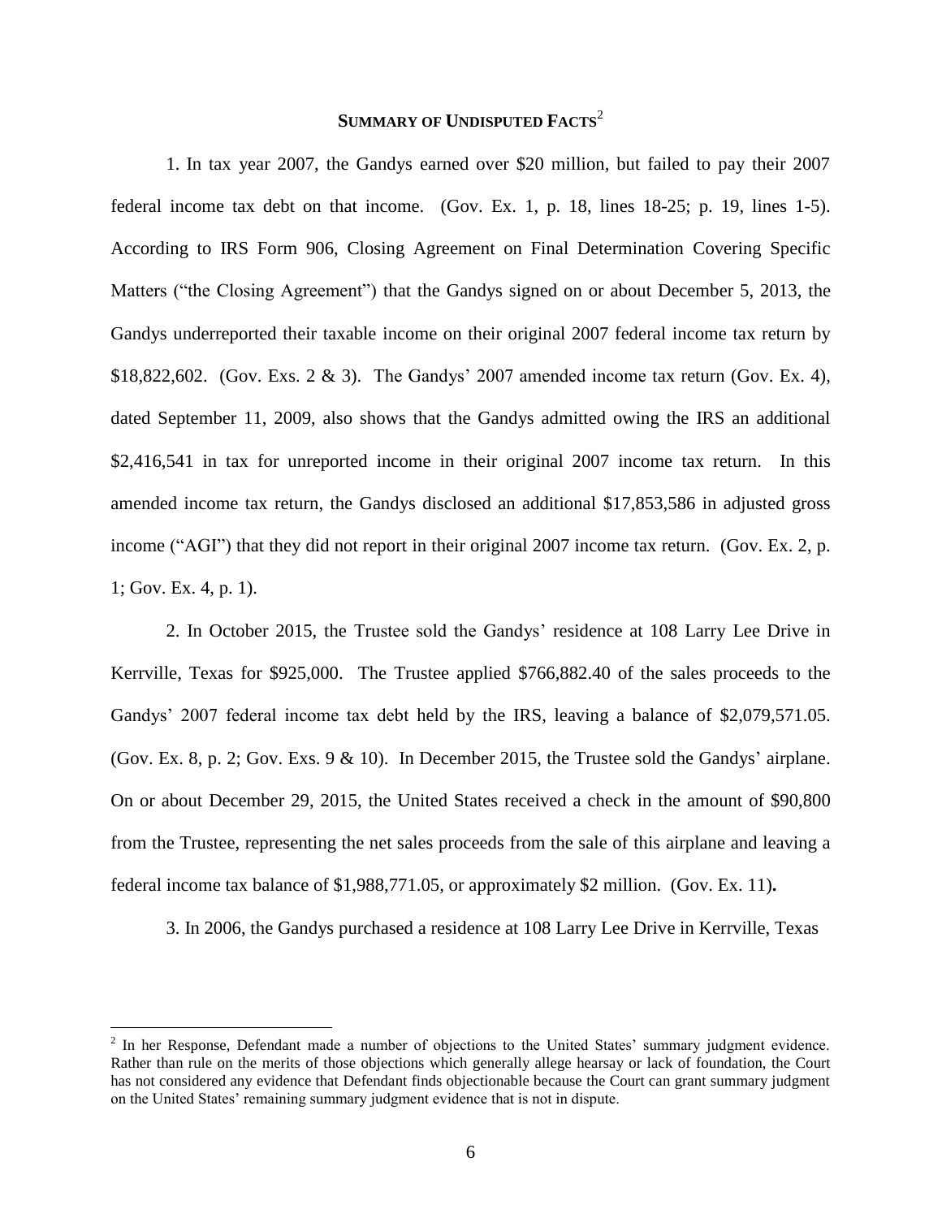## SUMMARY OF UNDISPUTED FACTS[2]

1. In tax year 2007, the Gandys earned over $20 million, but failed to pay their 2007 federal income tax debt on that income. (Gov. Ex. 1, p. 18, lines 18-25; p. 19, lines 1-5). According to IRS Form 906, Closing Agreement on Final Determination Covering Specific Matters ("the Closing Agreement") that the Gandys signed on or about December 5, 2013, the Gandys underreported their taxable income on their original 2007 federal income tax return by $18,822,602. (Gov. Exs. 2 & 3). The Gandys' 2007 amended income tax return (Gov. Ex. 4), dated September 11, 2009, also shows that the Gandys admitted owing the IRS an additional $2,416,541 in tax for unreported income in their original 2007 income tax return. In this amended income tax return, the Gandys disclosed an additional $17,853,586 in adjusted gross income ("AGI") that they did not report in their original 2007 income tax return. (Gov. Ex. 2, p. 1; Gov. Ex. 4, p. 1).

2. In October 2015, the Trustee sold the Gandys' residence at 108 Larry Lee Drive in Kerrville, Texas for $925,000. The Trustee applied $766,882.40 of the sales proceeds to the Gandys' 2007 federal income tax debt held by the IRS, leaving a balance of $2,079,571.05. (Gov. Ex. 8, p. 2; Gov. Exs. 9 & 10). In December 2015, the Trustee sold the Gandys' airplane. On or about December 29, 2015, the United States received a check in the amount of $90,800 from the Trustee, representing the net sales proceeds from the sale of this airplane and leaving a federal income tax balance of $1,988,771.05, or approximately $2 million. (Gov. Ex. 11)**.**

3. In 2006, the Gandys purchased a residence at 108 Larry Lee Drive in Kerrville, Texas

---

[2] In her Response, Defendant made a number of objections to the United States' summary judgment evidence. Rather than rule on the merits of those objections which generally allege hearsay or lack of foundation, the Court has not considered any evidence that Defendant finds objectionable because the Court can grant summary judgment on the United States' remaining summary judgment evidence that is not in dispute.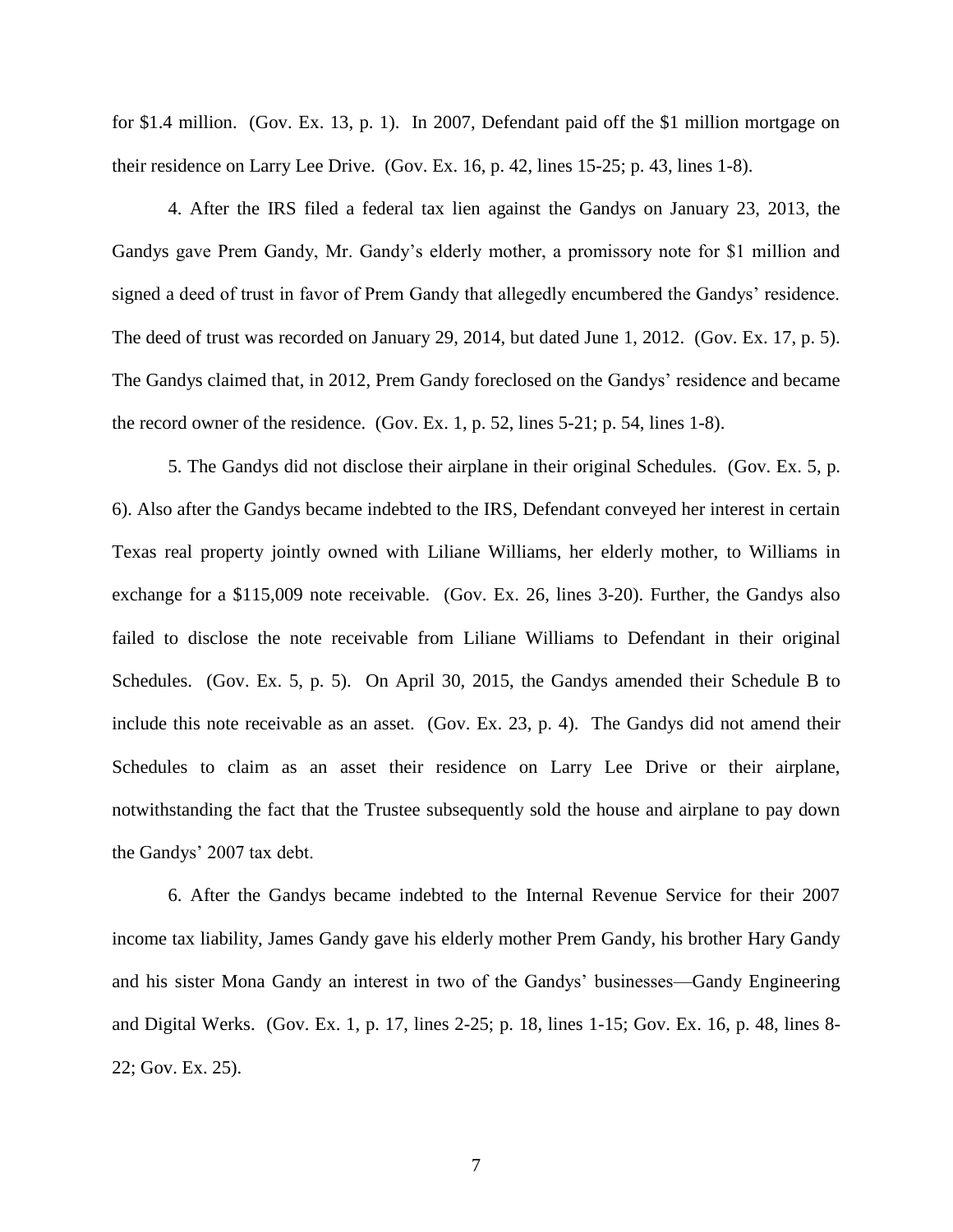for $1.4 million. (Gov. Ex. 13, p. 1). In 2007, Defendant paid off the $1 million mortgage on their residence on Larry Lee Drive. (Gov. Ex. 16, p. 42, lines 15-25; p. 43, lines 1-8).

4. After the IRS filed a federal tax lien against the Gandys on January 23, 2013, the Gandys gave Prem Gandy, Mr. Gandy's elderly mother, a promissory note for $1 million and signed a deed of trust in favor of Prem Gandy that allegedly encumbered the Gandys' residence. The deed of trust was recorded on January 29, 2014, but dated June 1, 2012. (Gov. Ex. 17, p. 5). The Gandys claimed that, in 2012, Prem Gandy foreclosed on the Gandys' residence and became the record owner of the residence. (Gov. Ex. 1, p. 52, lines 5-21; p. 54, lines 1-8).

5. The Gandys did not disclose their airplane in their original Schedules. (Gov. Ex. 5, p. 6). Also after the Gandys became indebted to the IRS, Defendant conveyed her interest in certain Texas real property jointly owned with Liliane Williams, her elderly mother, to Williams in exchange for a $115,009 note receivable. (Gov. Ex. 26, lines 3-20). Further, the Gandys also failed to disclose the note receivable from Liliane Williams to Defendant in their original Schedules. (Gov. Ex. 5, p. 5). On April 30, 2015, the Gandys amended their Schedule B to include this note receivable as an asset. (Gov. Ex. 23, p. 4). The Gandys did not amend their Schedules to claim as an asset their residence on Larry Lee Drive or their airplane, notwithstanding the fact that the Trustee subsequently sold the house and airplane to pay down the Gandys' 2007 tax debt.

6. After the Gandys became indebted to the Internal Revenue Service for their 2007 income tax liability, James Gandy gave his elderly mother Prem Gandy, his brother Hary Gandy and his sister Mona Gandy an interest in two of the Gandys' businesses—Gandy Engineering and Digital Werks. (Gov. Ex. 1, p. 17, lines 2-25; p. 18, lines 1-15; Gov. Ex. 16, p. 48, lines 8-22; Gov. Ex. 25).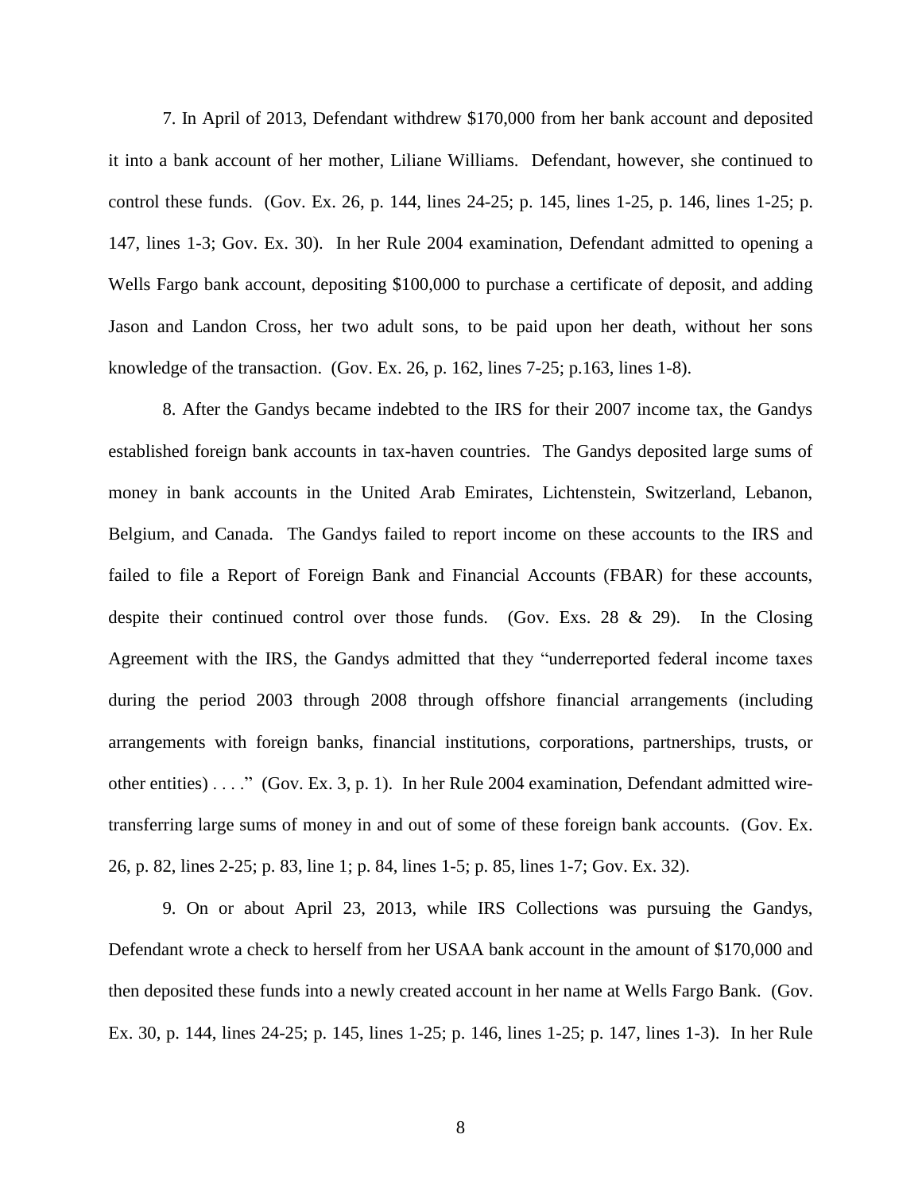7. In April of 2013, Defendant withdrew $170,000 from her bank account and deposited it into a bank account of her mother, Liliane Williams. Defendant, however, she continued to control these funds. (Gov. Ex. 26, p. 144, lines 24-25; p. 145, lines 1-25, p. 146, lines 1-25; p. 147, lines 1-3; Gov. Ex. 30). In her Rule 2004 examination, Defendant admitted to opening a Wells Fargo bank account, depositing $100,000 to purchase a certificate of deposit, and adding Jason and Landon Cross, her two adult sons, to be paid upon her death, without her sons knowledge of the transaction. (Gov. Ex. 26, p. 162, lines 7-25; p.163, lines 1-8).

8. After the Gandys became indebted to the IRS for their 2007 income tax, the Gandys established foreign bank accounts in tax-haven countries. The Gandys deposited large sums of money in bank accounts in the United Arab Emirates, Lichtenstein, Switzerland, Lebanon, Belgium, and Canada. The Gandys failed to report income on these accounts to the IRS and failed to file a Report of Foreign Bank and Financial Accounts (FBAR) for these accounts, despite their continued control over those funds. (Gov. Exs. 28 & 29). In the Closing Agreement with the IRS, the Gandys admitted that they "underreported federal income taxes during the period 2003 through 2008 through offshore financial arrangements (including arrangements with foreign banks, financial institutions, corporations, partnerships, trusts, or other entities) . . . ." (Gov. Ex. 3, p. 1). In her Rule 2004 examination, Defendant admitted wire-transferring large sums of money in and out of some of these foreign bank accounts. (Gov. Ex. 26, p. 82, lines 2-25; p. 83, line 1; p. 84, lines 1-5; p. 85, lines 1-7; Gov. Ex. 32).

9. On or about April 23, 2013, while IRS Collections was pursuing the Gandys, Defendant wrote a check to herself from her USAA bank account in the amount of $170,000 and then deposited these funds into a newly created account in her name at Wells Fargo Bank. (Gov. Ex. 30, p. 144, lines 24-25; p. 145, lines 1-25; p. 146, lines 1-25; p. 147, lines 1-3). In her Rule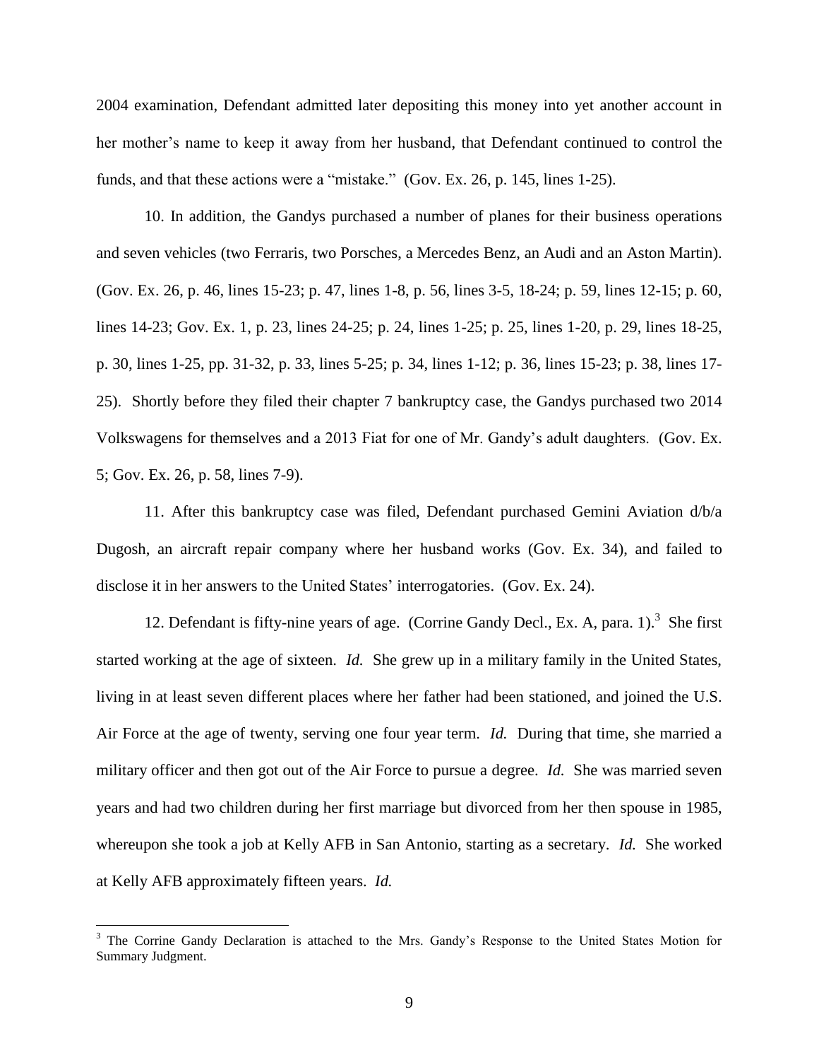2004 examination, Defendant admitted later depositing this money into yet another account in her mother's name to keep it away from her husband, that Defendant continued to control the funds, and that these actions were a "mistake." (Gov. Ex. 26, p. 145, lines 1-25).

10. In addition, the Gandys purchased a number of planes for their business operations and seven vehicles (two Ferraris, two Porsches, a Mercedes Benz, an Audi and an Aston Martin). (Gov. Ex. 26, p. 46, lines 15-23; p. 47, lines 1-8, p. 56, lines 3-5, 18-24; p. 59, lines 12-15; p. 60, lines 14-23; Gov. Ex. 1, p. 23, lines 24-25; p. 24, lines 1-25; p. 25, lines 1-20, p. 29, lines 18-25, p. 30, lines 1-25, pp. 31-32, p. 33, lines 5-25; p. 34, lines 1-12; p. 36, lines 15-23; p. 38, lines 17-25). Shortly before they filed their chapter 7 bankruptcy case, the Gandys purchased two 2014 Volkswagens for themselves and a 2013 Fiat for one of Mr. Gandy's adult daughters. (Gov. Ex. 5; Gov. Ex. 26, p. 58, lines 7-9).

11. After this bankruptcy case was filed, Defendant purchased Gemini Aviation d/b/a Dugosh, an aircraft repair company where her husband works (Gov. Ex. 34), and failed to disclose it in her answers to the United States' interrogatories. (Gov. Ex. 24).

12. Defendant is fifty-nine years of age. (Corrine Gandy Decl., Ex. A, para. 1).[3] She first started working at the age of sixteen. *Id.* She grew up in a military family in the United States, living in at least seven different places where her father had been stationed, and joined the U.S. Air Force at the age of twenty, serving one four year term. *Id.* During that time, she married a military officer and then got out of the Air Force to pursue a degree. *Id.* She was married seven years and had two children during her first marriage but divorced from her then spouse in 1985, whereupon she took a job at Kelly AFB in San Antonio, starting as a secretary. *Id.* She worked at Kelly AFB approximately fifteen years. *Id.*

---

[3] The Corrine Gandy Declaration is attached to the Mrs. Gandy's Response to the United States Motion for Summary Judgment.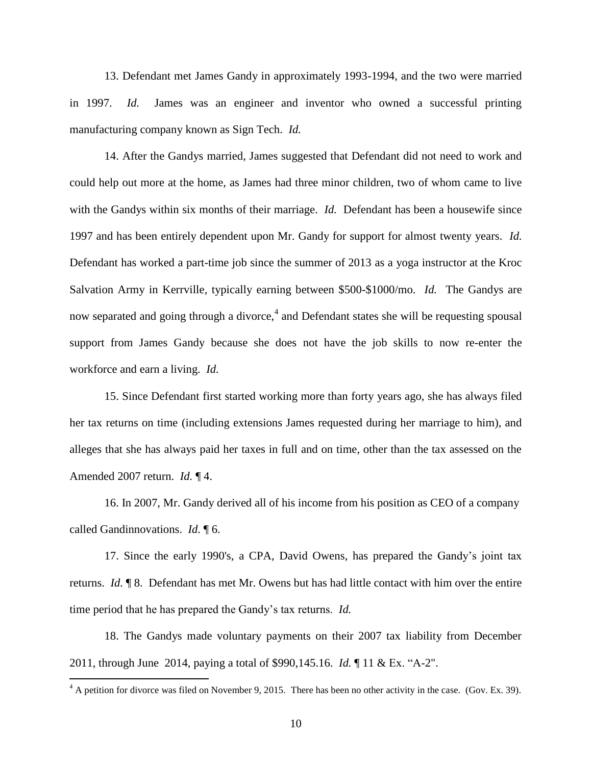13. Defendant met James Gandy in approximately 1993-1994, and the two were married in 1997. *Id.* James was an engineer and inventor who owned a successful printing manufacturing company known as Sign Tech. *Id.*

14. After the Gandys married, James suggested that Defendant did not need to work and could help out more at the home, as James had three minor children, two of whom came to live with the Gandys within six months of their marriage. *Id.* Defendant has been a housewife since 1997 and has been entirely dependent upon Mr. Gandy for support for almost twenty years. *Id.* Defendant has worked a part-time job since the summer of 2013 as a yoga instructor at the Kroc Salvation Army in Kerrville, typically earning between $500-$1000/mo. *Id.* The Gandys are now separated and going through a divorce,[4] and Defendant states she will be requesting spousal support from James Gandy because she does not have the job skills to now re-enter the workforce and earn a living. *Id.*

15. Since Defendant first started working more than forty years ago, she has always filed her tax returns on time (including extensions James requested during her marriage to him), and alleges that she has always paid her taxes in full and on time, other than the tax assessed on the Amended 2007 return. *Id.* ¶ 4.

16. In 2007, Mr. Gandy derived all of his income from his position as CEO of a company called Gandinnovations. *Id.* ¶ 6.

17. Since the early 1990's, a CPA, David Owens, has prepared the Gandy's joint tax returns. *Id.* ¶ 8. Defendant has met Mr. Owens but has had little contact with him over the entire time period that he has prepared the Gandy's tax returns. *Id.*

18. The Gandys made voluntary payments on their 2007 tax liability from December 2011, through June 2014, paying a total of $990,145.16. *Id.* ¶ 11 & Ex. "A-2".

---

[4] A petition for divorce was filed on November 9, 2015. There has been no other activity in the case. (Gov. Ex. 39).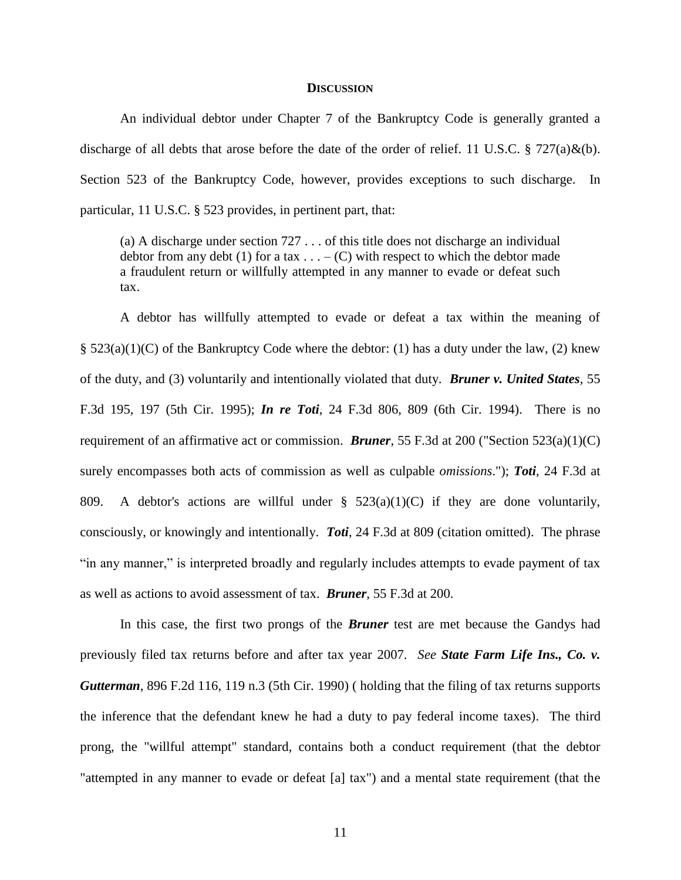## **DISCUSSION**

An individual debtor under Chapter 7 of the Bankruptcy Code is generally granted a discharge of all debts that arose before the date of the order of relief. 11 U.S.C. § 727(a)&(b). Section 523 of the Bankruptcy Code, however, provides exceptions to such discharge. In particular, 11 U.S.C. § 523 provides, in pertinent part, that:

> (a) A discharge under section 727 . . . of this title does not discharge an individual debtor from any debt (1) for a tax . . . – (C) with respect to which the debtor made a fraudulent return or willfully attempted in any manner to evade or defeat such tax.

A debtor has willfully attempted to evade or defeat a tax within the meaning of § 523(a)(1)(C) of the Bankruptcy Code where the debtor: (1) has a duty under the law, (2) knew of the duty, and (3) voluntarily and intentionally violated that duty. ***Bruner v. United States***, 55 F.3d 195, 197 (5th Cir. 1995); ***In re Toti***, 24 F.3d 806, 809 (6th Cir. 1994). There is no requirement of an affirmative act or commission. ***Bruner***, 55 F.3d at 200 ("Section 523(a)(1)(C) surely encompasses both acts of commission as well as culpable *omissions*."); ***Toti***, 24 F.3d at 809. A debtor's actions are willful under § 523(a)(1)(C) if they are done voluntarily, consciously, or knowingly and intentionally. ***Toti***, 24 F.3d at 809 (citation omitted). The phrase "in any manner," is interpreted broadly and regularly includes attempts to evade payment of tax as well as actions to avoid assessment of tax. ***Bruner***, 55 F.3d at 200.

In this case, the first two prongs of the ***Bruner*** test are met because the Gandys had previously filed tax returns before and after tax year 2007. *See* ***State Farm Life Ins., Co. v. Gutterman***, 896 F.2d 116, 119 n.3 (5th Cir. 1990) ( holding that the filing of tax returns supports the inference that the defendant knew he had a duty to pay federal income taxes). The third prong, the "willful attempt" standard, contains both a conduct requirement (that the debtor "attempted in any manner to evade or defeat [a] tax") and a mental state requirement (that the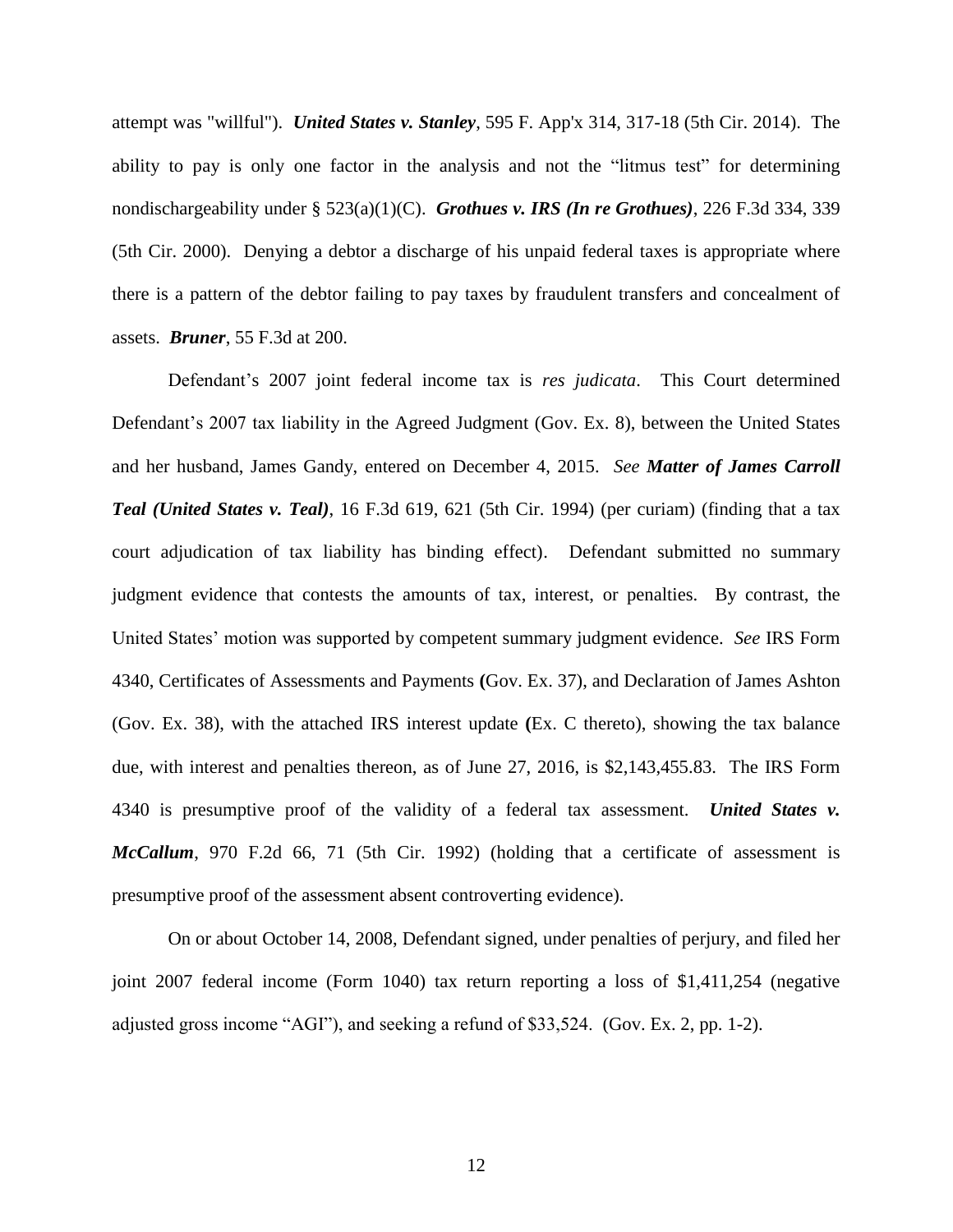attempt was "willful"). ***United States v. Stanley***, 595 F. App'x 314, 317-18 (5th Cir. 2014). The ability to pay is only one factor in the analysis and not the "litmus test" for determining nondischargeability under § 523(a)(1)(C). ***Grothues v. IRS (In re Grothues)***, 226 F.3d 334, 339 (5th Cir. 2000). Denying a debtor a discharge of his unpaid federal taxes is appropriate where there is a pattern of the debtor failing to pay taxes by fraudulent transfers and concealment of assets. ***Bruner***, 55 F.3d at 200.

Defendant's 2007 joint federal income tax is *res judicata*. This Court determined Defendant's 2007 tax liability in the Agreed Judgment (Gov. Ex. 8), between the United States and her husband, James Gandy, entered on December 4, 2015. *See* ***Matter of James Carroll Teal (United States v. Teal)***, 16 F.3d 619, 621 (5th Cir. 1994) (per curiam) (finding that a tax court adjudication of tax liability has binding effect). Defendant submitted no summary judgment evidence that contests the amounts of tax, interest, or penalties. By contrast, the United States' motion was supported by competent summary judgment evidence. *See* IRS Form 4340, Certificates of Assessments and Payments **(**Gov. Ex. 37), and Declaration of James Ashton (Gov. Ex. 38), with the attached IRS interest update **(**Ex. C thereto), showing the tax balance due, with interest and penalties thereon, as of June 27, 2016, is $2,143,455.83. The IRS Form 4340 is presumptive proof of the validity of a federal tax assessment. ***United States v. McCallum***, 970 F.2d 66, 71 (5th Cir. 1992) (holding that a certificate of assessment is presumptive proof of the assessment absent controverting evidence).

On or about October 14, 2008, Defendant signed, under penalties of perjury, and filed her joint 2007 federal income (Form 1040) tax return reporting a loss of $1,411,254 (negative adjusted gross income "AGI"), and seeking a refund of $33,524. (Gov. Ex. 2, pp. 1-2).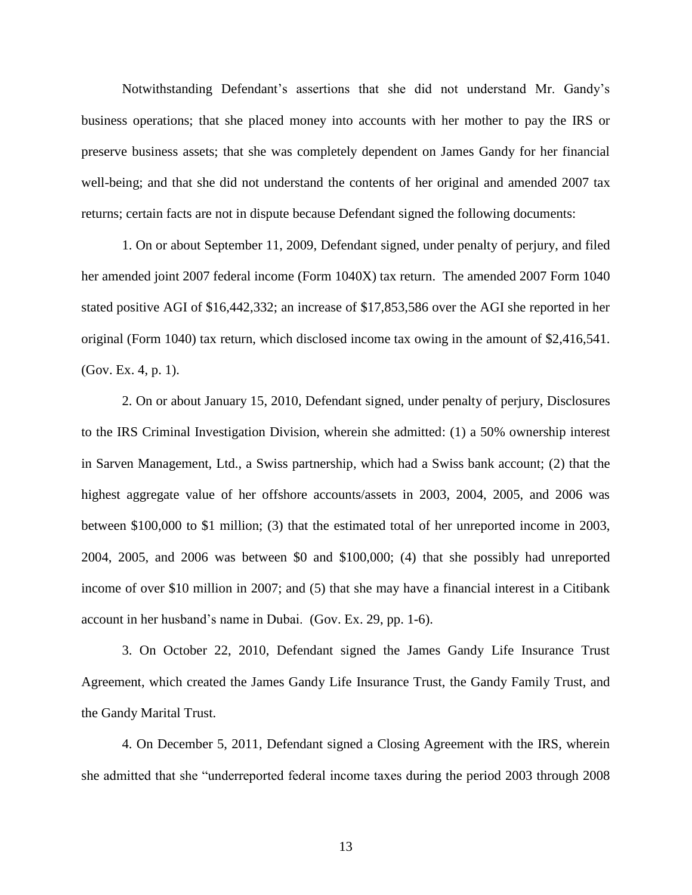Notwithstanding Defendant's assertions that she did not understand Mr. Gandy's business operations; that she placed money into accounts with her mother to pay the IRS or preserve business assets; that she was completely dependent on James Gandy for her financial well-being; and that she did not understand the contents of her original and amended 2007 tax returns; certain facts are not in dispute because Defendant signed the following documents:

1. On or about September 11, 2009, Defendant signed, under penalty of perjury, and filed her amended joint 2007 federal income (Form 1040X) tax return. The amended 2007 Form 1040 stated positive AGI of $16,442,332; an increase of $17,853,586 over the AGI she reported in her original (Form 1040) tax return, which disclosed income tax owing in the amount of $2,416,541. (Gov. Ex. 4, p. 1).

2. On or about January 15, 2010, Defendant signed, under penalty of perjury, Disclosures to the IRS Criminal Investigation Division, wherein she admitted: (1) a 50% ownership interest in Sarven Management, Ltd., a Swiss partnership, which had a Swiss bank account; (2) that the highest aggregate value of her offshore accounts/assets in 2003, 2004, 2005, and 2006 was between $100,000 to $1 million; (3) that the estimated total of her unreported income in 2003, 2004, 2005, and 2006 was between $0 and $100,000; (4) that she possibly had unreported income of over $10 million in 2007; and (5) that she may have a financial interest in a Citibank account in her husband's name in Dubai. (Gov. Ex. 29, pp. 1-6).

3. On October 22, 2010, Defendant signed the James Gandy Life Insurance Trust Agreement, which created the James Gandy Life Insurance Trust, the Gandy Family Trust, and the Gandy Marital Trust.

4. On December 5, 2011, Defendant signed a Closing Agreement with the IRS, wherein she admitted that she "underreported federal income taxes during the period 2003 through 2008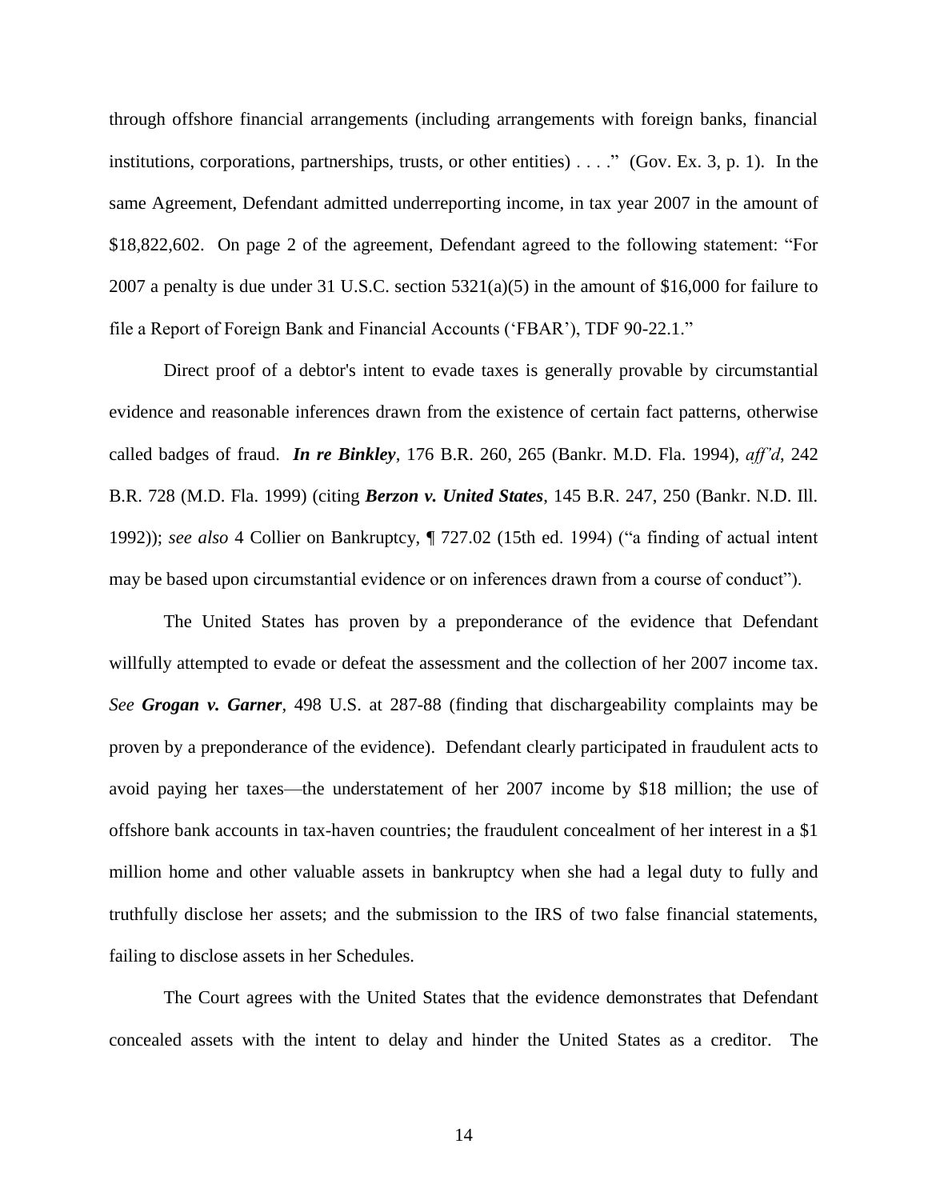through offshore financial arrangements (including arrangements with foreign banks, financial institutions, corporations, partnerships, trusts, or other entities) . . . ." (Gov. Ex. 3, p. 1). In the same Agreement, Defendant admitted underreporting income, in tax year 2007 in the amount of $18,822,602. On page 2 of the agreement, Defendant agreed to the following statement: "For 2007 a penalty is due under 31 U.S.C. section 5321(a)(5) in the amount of $16,000 for failure to file a Report of Foreign Bank and Financial Accounts ('FBAR'), TDF 90-22.1."

Direct proof of a debtor's intent to evade taxes is generally provable by circumstantial evidence and reasonable inferences drawn from the existence of certain fact patterns, otherwise called badges of fraud. ***In re Binkley***, 176 B.R. 260, 265 (Bankr. M.D. Fla. 1994), *aff'd*, 242 B.R. 728 (M.D. Fla. 1999) (citing ***Berzon v. United States***, 145 B.R. 247, 250 (Bankr. N.D. Ill. 1992)); *see also* 4 Collier on Bankruptcy, ¶ 727.02 (15th ed. 1994) ("a finding of actual intent may be based upon circumstantial evidence or on inferences drawn from a course of conduct").

The United States has proven by a preponderance of the evidence that Defendant willfully attempted to evade or defeat the assessment and the collection of her 2007 income tax. *See* ***Grogan v. Garner***, 498 U.S. at 287-88 (finding that dischargeability complaints may be proven by a preponderance of the evidence). Defendant clearly participated in fraudulent acts to avoid paying her taxes—the understatement of her 2007 income by $18 million; the use of offshore bank accounts in tax-haven countries; the fraudulent concealment of her interest in a $1 million home and other valuable assets in bankruptcy when she had a legal duty to fully and truthfully disclose her assets; and the submission to the IRS of two false financial statements, failing to disclose assets in her Schedules.

The Court agrees with the United States that the evidence demonstrates that Defendant concealed assets with the intent to delay and hinder the United States as a creditor. The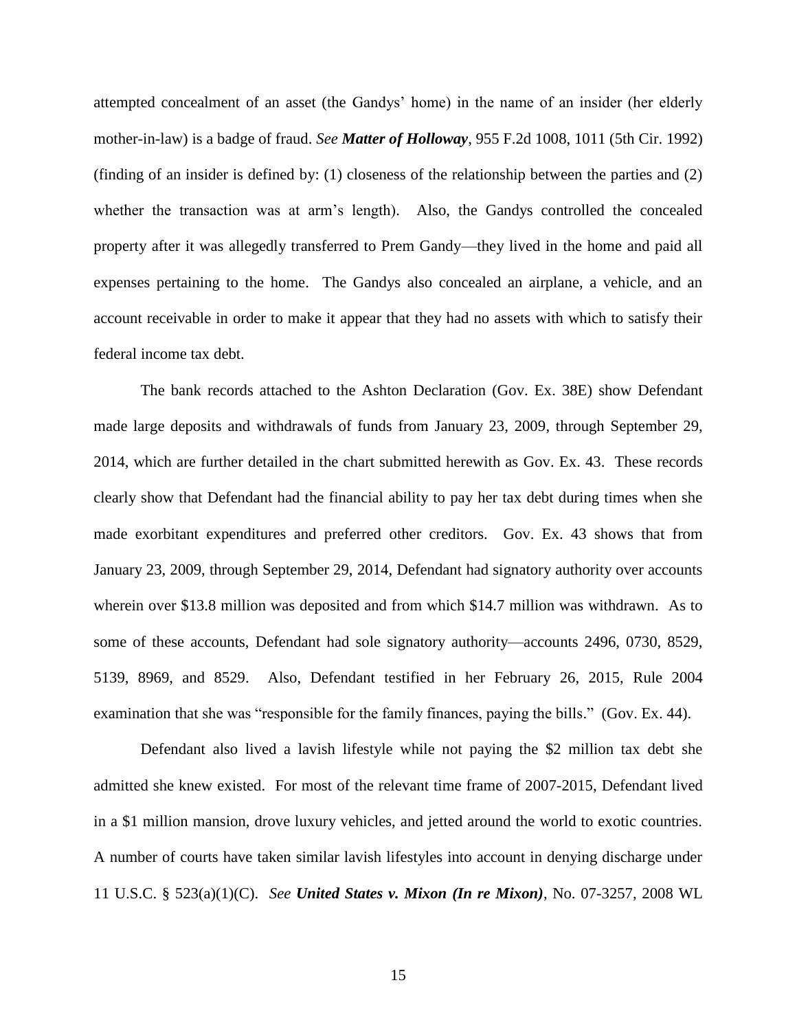attempted concealment of an asset (the Gandys' home) in the name of an insider (her elderly mother-in-law) is a badge of fraud. *See* ***Matter of Holloway***, 955 F.2d 1008, 1011 (5th Cir. 1992) (finding of an insider is defined by: (1) closeness of the relationship between the parties and (2) whether the transaction was at arm's length). Also, the Gandys controlled the concealed property after it was allegedly transferred to Prem Gandy—they lived in the home and paid all expenses pertaining to the home. The Gandys also concealed an airplane, a vehicle, and an account receivable in order to make it appear that they had no assets with which to satisfy their federal income tax debt.

The bank records attached to the Ashton Declaration (Gov. Ex. 38E) show Defendant made large deposits and withdrawals of funds from January 23, 2009, through September 29, 2014, which are further detailed in the chart submitted herewith as Gov. Ex. 43. These records clearly show that Defendant had the financial ability to pay her tax debt during times when she made exorbitant expenditures and preferred other creditors. Gov. Ex. 43 shows that from January 23, 2009, through September 29, 2014, Defendant had signatory authority over accounts wherein over $13.8 million was deposited and from which $14.7 million was withdrawn. As to some of these accounts, Defendant had sole signatory authority—accounts 2496, 0730, 8529, 5139, 8969, and 8529. Also, Defendant testified in her February 26, 2015, Rule 2004 examination that she was "responsible for the family finances, paying the bills." (Gov. Ex. 44).

Defendant also lived a lavish lifestyle while not paying the $2 million tax debt she admitted she knew existed. For most of the relevant time frame of 2007-2015, Defendant lived in a $1 million mansion, drove luxury vehicles, and jetted around the world to exotic countries. A number of courts have taken similar lavish lifestyles into account in denying discharge under 11 U.S.C. § 523(a)(1)(C). *See* ***United States v. Mixon (In re Mixon)***, No. 07-3257, 2008 WL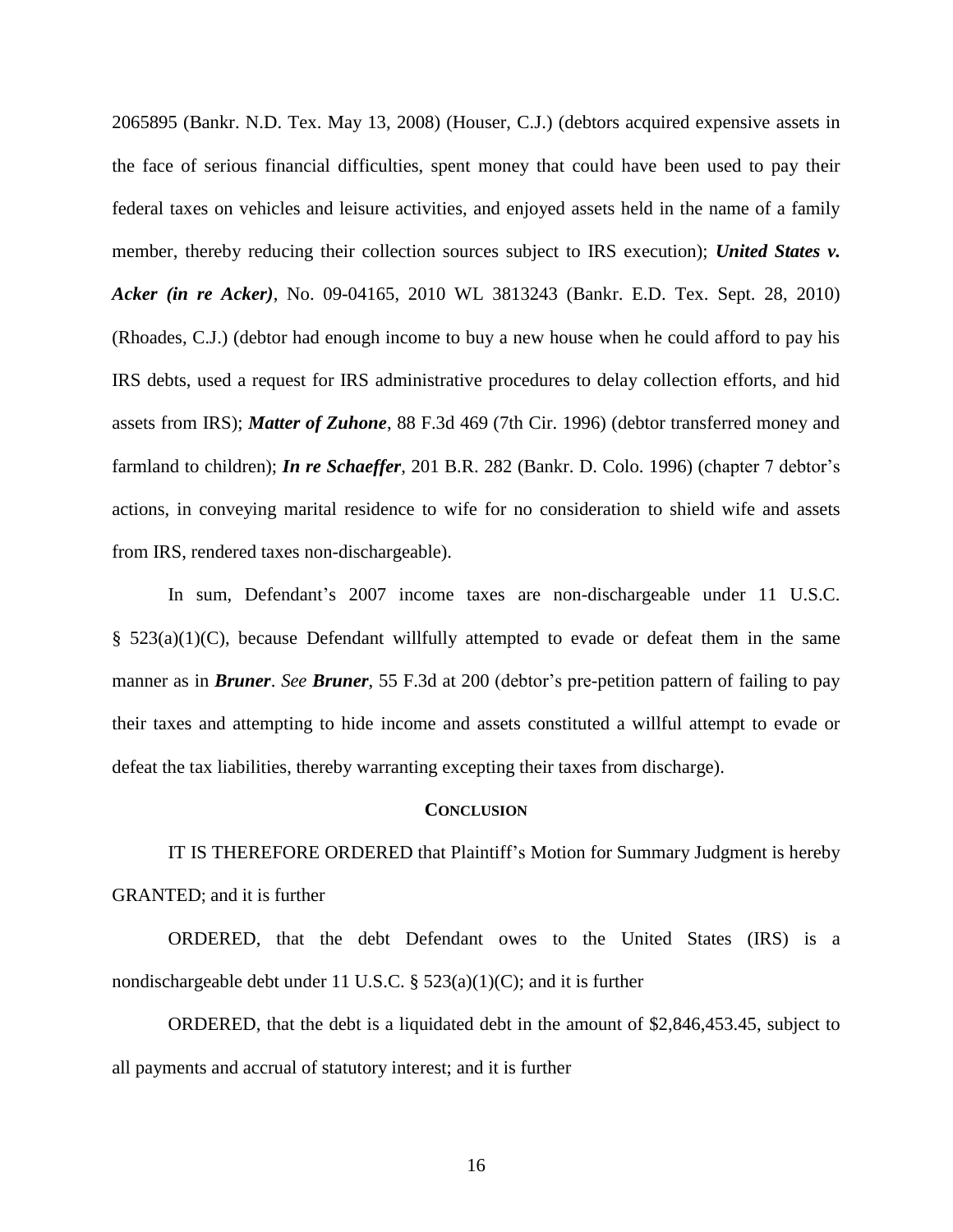2065895 (Bankr. N.D. Tex. May 13, 2008) (Houser, C.J.) (debtors acquired expensive assets in the face of serious financial difficulties, spent money that could have been used to pay their federal taxes on vehicles and leisure activities, and enjoyed assets held in the name of a family member, thereby reducing their collection sources subject to IRS execution); ***United States v. Acker (in re Acker)***, No. 09-04165, 2010 WL 3813243 (Bankr. E.D. Tex. Sept. 28, 2010) (Rhoades, C.J.) (debtor had enough income to buy a new house when he could afford to pay his IRS debts, used a request for IRS administrative procedures to delay collection efforts, and hid assets from IRS); ***Matter of Zuhone***, 88 F.3d 469 (7th Cir. 1996) (debtor transferred money and farmland to children); ***In re Schaeffer***, 201 B.R. 282 (Bankr. D. Colo. 1996) (chapter 7 debtor's actions, in conveying marital residence to wife for no consideration to shield wife and assets from IRS, rendered taxes non-dischargeable).

In sum, Defendant's 2007 income taxes are non-dischargeable under 11 U.S.C. § 523(a)(1)(C), because Defendant willfully attempted to evade or defeat them in the same manner as in ***Bruner***. *See* ***Bruner***, 55 F.3d at 200 (debtor's pre-petition pattern of failing to pay their taxes and attempting to hide income and assets constituted a willful attempt to evade or defeat the tax liabilities, thereby warranting excepting their taxes from discharge).

## CONCLUSION

IT IS THEREFORE ORDERED that Plaintiff's Motion for Summary Judgment is hereby GRANTED; and it is further

ORDERED, that the debt Defendant owes to the United States (IRS) is a nondischargeable debt under 11 U.S.C. § 523(a)(1)(C); and it is further

ORDERED, that the debt is a liquidated debt in the amount of $2,846,453.45, subject to all payments and accrual of statutory interest; and it is further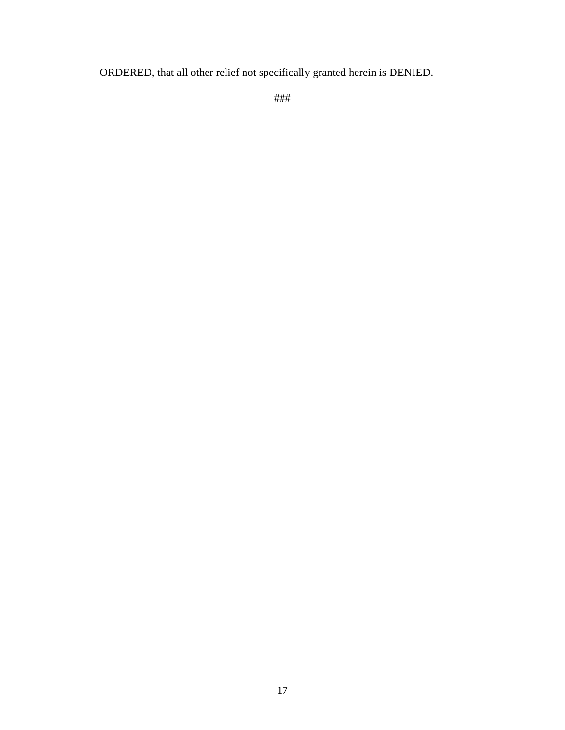ORDERED, that all other relief not specifically granted herein is DENIED.

###